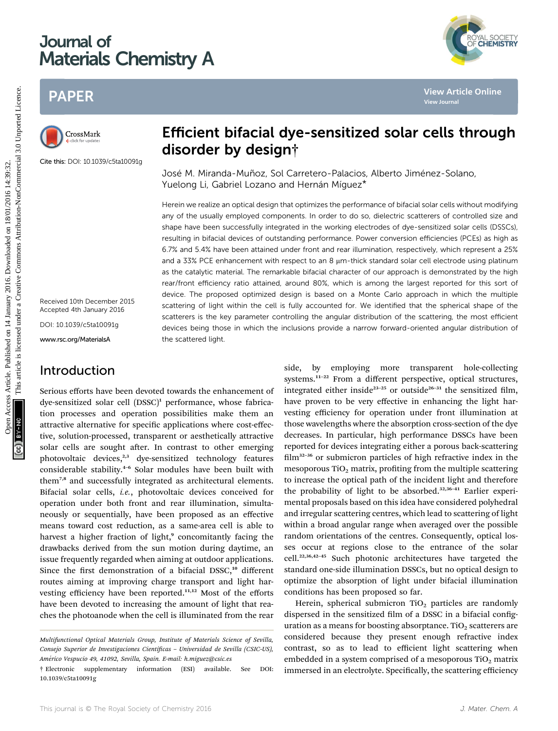# Efficient bifacial dye-sensitized solar cells through disorder by design†

José M. Miranda-Muñoz, Sol Carretero-Palacios, Alberto Jiménez-Solano, Yuelong Li, Gabriel Lozano and Hernán Míguez*

Cite this: DOI: 10.1039/c5ta10091g

Received 10th December 2015
Accepted 4th January 2016

DOI: 10.1039/c5ta10091g

www.rsc.org/MaterialsA

Herein we realize an optical design that optimizes the performance of bifacial solar cells without modifying any of the usually employed components. In order to do so, dielectric scatterers of controlled size and shape have been successfully integrated in the working electrodes of dye-sensitized solar cells (DSSCs), resulting in bifacial devices of outstanding performance. Power conversion efficiencies (PCEs) as high as 6.7% and 5.4% have been attained under front and rear illumination, respectively, which represent a 25% and a 33% PCE enhancement with respect to an 8 μm-thick standard solar cell electrode using platinum as the catalytic material. The remarkable bifacial character of our approach is demonstrated by the high rear/front efficiency ratio attained, around 80%, which is among the largest reported for this sort of device. The proposed optimized design is based on a Monte Carlo approach in which the multiple scattering of light within the cell is fully accounted for. We identified that the spherical shape of the scatterers is the key parameter controlling the angular distribution of the scattering, the most efficient devices being those in which the inclusions provide a narrow forward-oriented angular distribution of the scattered light.

## Introduction

Serious efforts have been devoted towards the enhancement of dye-sensitized solar cell (DSSC)[1] performance, whose fabrication processes and operation possibilities make them an attractive alternative for specific applications where cost-effective, solution-processed, transparent or aesthetically attractive solar cells are sought after. In contrast to other emerging photovoltaic devices,[2,3] dye-sensitized technology features considerable stability.[4–6] Solar modules have been built with them[7,8] and successfully integrated as architectural elements. Bifacial solar cells, *i.e.*, photovoltaic devices conceived for operation under both front and rear illumination, simultaneously or sequentially, have been proposed as an effective means toward cost reduction, as a same-area cell is able to harvest a higher fraction of light,[9] concomitantly facing the drawbacks derived from the sun motion during daytime, an issue frequently regarded when aiming at outdoor applications. Since the first demonstration of a bifacial DSSC,[10] different routes aiming at improving charge transport and light harvesting efficiency have been reported.[11,12] Most of the efforts have been devoted to increasing the amount of light that reaches the photoanode when the cell is illuminated from the rear side, by employing more transparent hole-collecting systems.[11–22] From a different perspective, optical structures, integrated either inside[23–25] or outside[26–31] the sensitized film, have proven to be very effective in enhancing the light harvesting efficiency for operation under front illumination at those wavelengths where the absorption cross-section of the dye decreases. In particular, high performance DSSCs have been reported for devices integrating either a porous back-scattering film[32–36] or submicron particles of high refractive index in the mesoporous $TiO_2$ matrix, profiting from the multiple scattering to increase the optical path of the incident light and therefore the probability of light to be absorbed.[32,36–41] Earlier experimental proposals based on this idea have considered polyhedral and irregular scattering centres, which lead to scattering of light within a broad angular range when averaged over the possible random orientations of the centres. Consequently, optical losses occur at regions close to the entrance of the solar cell.[22,36,42–45] Such photonic architectures have targeted the standard one-side illumination DSSCs, but no optical design to optimize the absorption of light under bifacial illumination conditions has been proposed so far.

Herein, spherical submicron $TiO_2$ particles are randomly dispersed in the sensitized film of a DSSC in a bifacial configuration as a means for boosting absorptance. $TiO_2$ scatterers are considered because they present enough refractive index contrast, so as to lead to efficient light scattering when embedded in a system comprised of a mesoporous $TiO_2$ matrix immersed in an electrolyte. Specifically, the scattering efficiency

*Multifunctional Optical Materials Group, Institute of Materials Science of Sevilla, Consejo Superior de Investigaciones Científicas – Universidad de Sevilla (CSIC-US), Américo Vespucio 49, 41092, Sevilla, Spain. E-mail: h.miguez@csic.es*

† Electronic supplementary information (ESI) available. See DOI: 10.1039/c5ta10091g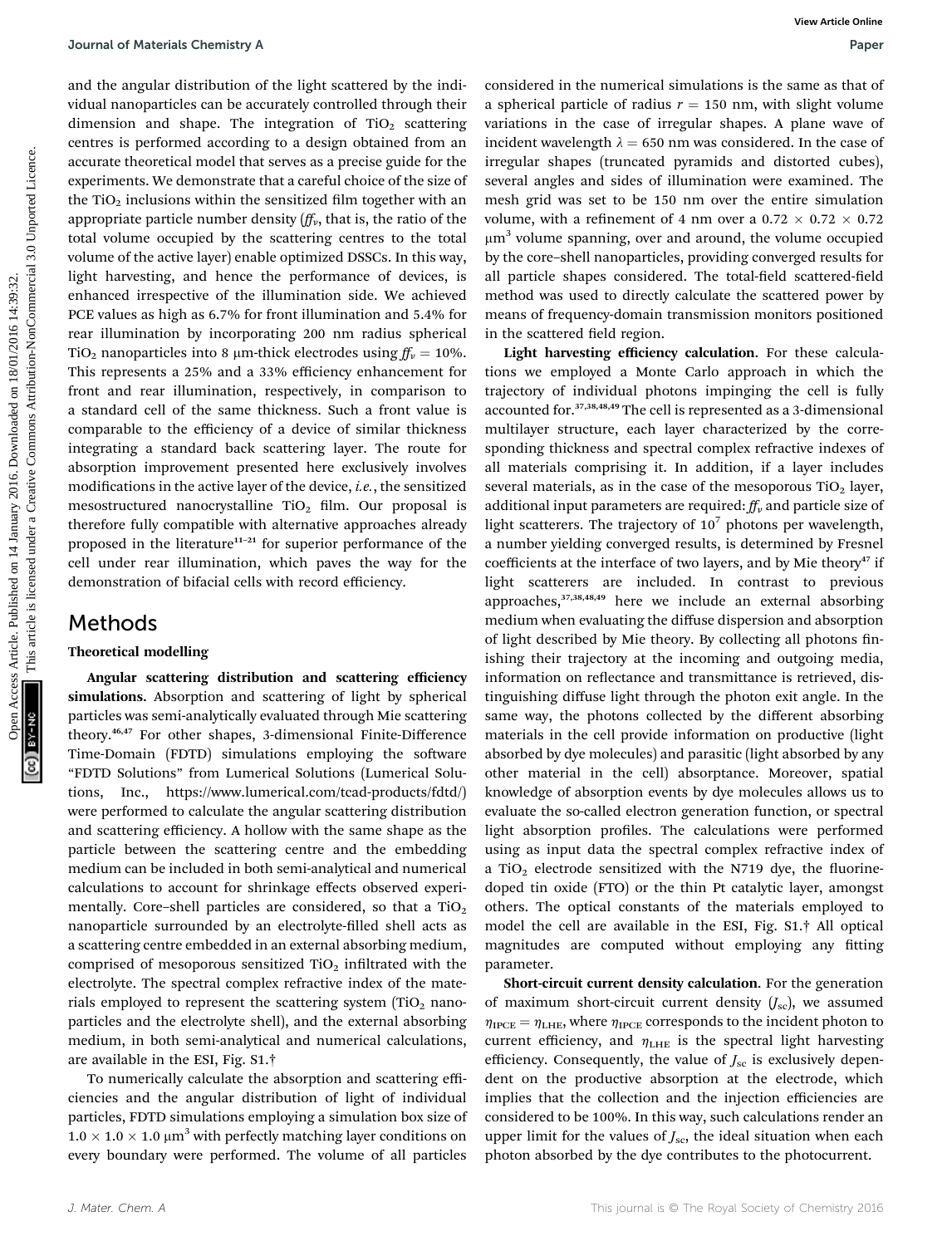and the angular distribution of the light scattered by the individual nanoparticles can be accurately controlled through their dimension and shape. The integration of $TiO_2$ scattering centres is performed according to a design obtained from an accurate theoretical model that serves as a precise guide for the experiments. We demonstrate that a careful choice of the size of the $TiO_2$ inclusions within the sensitized film together with an appropriate particle number density ($ff_v$, that is, the ratio of the total volume occupied by the scattering centres to the total volume of the active layer) enable optimized DSSCs. In this way, light harvesting, and hence the performance of devices, is enhanced irrespective of the illumination side. We achieved PCE values as high as 6.7% for front illumination and 5.4% for rear illumination by incorporating 200 nm radius spherical $TiO_2$ nanoparticles into 8 μm-thick electrodes using $ff_v = 10\%$. This represents a 25% and a 33% efficiency enhancement for front and rear illumination, respectively, in comparison to a standard cell of the same thickness. Such a front value is comparable to the efficiency of a device of similar thickness integrating a standard back scattering layer. The route for absorption improvement presented here exclusively involves modifications in the active layer of the device, *i.e.*, the sensitized mesostructured nanocrystalline $TiO_2$ film. Our proposal is therefore fully compatible with alternative approaches already proposed in the literature[11–21] for superior performance of the cell under rear illumination, which paves the way for the demonstration of bifacial cells with record efficiency.

# Methods

## Theoretical modelling

**Angular scattering distribution and scattering efficiency simulations.** Absorption and scattering of light by spherical particles was semi-analytically evaluated through Mie scattering theory.[46,47] For other shapes, 3-dimensional Finite-Difference Time-Domain (FDTD) simulations employing the software "FDTD Solutions" from Lumerical Solutions (Lumerical Solutions, Inc., https://www.lumerical.com/tcad-products/fdtd/) were performed to calculate the angular scattering distribution and scattering efficiency. A hollow with the same shape as the particle between the scattering centre and the embedding medium can be included in both semi-analytical and numerical calculations to account for shrinkage effects observed experimentally. Core–shell particles are considered, so that a $TiO_2$ nanoparticle surrounded by an electrolyte-filled shell acts as a scattering centre embedded in an external absorbing medium, comprised of mesoporous sensitized $TiO_2$ infiltrated with the electrolyte. The spectral complex refractive index of the materials employed to represent the scattering system ($TiO_2$ nanoparticles and the electrolyte shell), and the external absorbing medium, in both semi-analytical and numerical calculations, are available in the ESI, Fig. S1.†

To numerically calculate the absorption and scattering efficiencies and the angular distribution of light of individual particles, FDTD simulations employing a simulation box size of $1.0 \times 1.0 \times 1.0$ μm$^3$ with perfectly matching layer conditions on every boundary were performed. The volume of all particles considered in the numerical simulations is the same as that of a spherical particle of radius $r = 150$ nm, with slight volume variations in the case of irregular shapes. A plane wave of incident wavelength $\lambda = 650$ nm was considered. In the case of irregular shapes (truncated pyramids and distorted cubes), several angles and sides of illumination were examined. The mesh grid was set to be 150 nm over the entire simulation volume, with a refinement of 4 nm over a $0.72 \times 0.72 \times 0.72$ μm$^3$ volume spanning, over and around, the volume occupied by the core–shell nanoparticles, providing converged results for all particle shapes considered. The total-field scattered-field method was used to directly calculate the scattered power by means of frequency-domain transmission monitors positioned in the scattered field region.

**Light harvesting efficiency calculation.** For these calculations we employed a Monte Carlo approach in which the trajectory of individual photons impinging the cell is fully accounted for.[37,38,48,49] The cell is represented as a 3-dimensional multilayer structure, each layer characterized by the corresponding thickness and spectral complex refractive indexes of all materials comprising it. In addition, if a layer includes several materials, as in the case of the mesoporous $TiO_2$ layer, additional input parameters are required: $ff_v$ and particle size of light scatterers. The trajectory of $10^7$ photons per wavelength, a number yielding converged results, is determined by Fresnel coefficients at the interface of two layers, and by Mie theory[47] if light scatterers are included. In contrast to previous approaches,[37,38,48,49] here we include an external absorbing medium when evaluating the diffuse dispersion and absorption of light described by Mie theory. By collecting all photons finishing their trajectory at the incoming and outgoing media, information on reflectance and transmittance is retrieved, distinguishing diffuse light through the photon exit angle. In the same way, the photons collected by the different absorbing materials in the cell provide information on productive (light absorbed by dye molecules) and parasitic (light absorbed by any other material in the cell) absorptance. Moreover, spatial knowledge of absorption events by dye molecules allows us to evaluate the so-called electron generation function, or spectral light absorption profiles. The calculations were performed using as input data the spectral complex refractive index of a $TiO_2$ electrode sensitized with the N719 dye, the fluorine-doped tin oxide (FTO) or the thin Pt catalytic layer, amongst others. The optical constants of the materials employed to model the cell are available in the ESI, Fig. S1.† All optical magnitudes are computed without employing any fitting parameter.

**Short-circuit current density calculation.** For the generation of maximum short-circuit current density ($J_{sc}$), we assumed $\eta_{IPCE} = \eta_{LHE}$, where $\eta_{IPCE}$ corresponds to the incident photon to current efficiency, and $\eta_{LHE}$ is the spectral light harvesting efficiency. Consequently, the value of $J_{sc}$ is exclusively dependent on the productive absorption at the electrode, which implies that the collection and the injection efficiencies are considered to be 100%. In this way, such calculations render an upper limit for the values of $J_{sc}$, the ideal situation when each photon absorbed by the dye contributes to the photocurrent.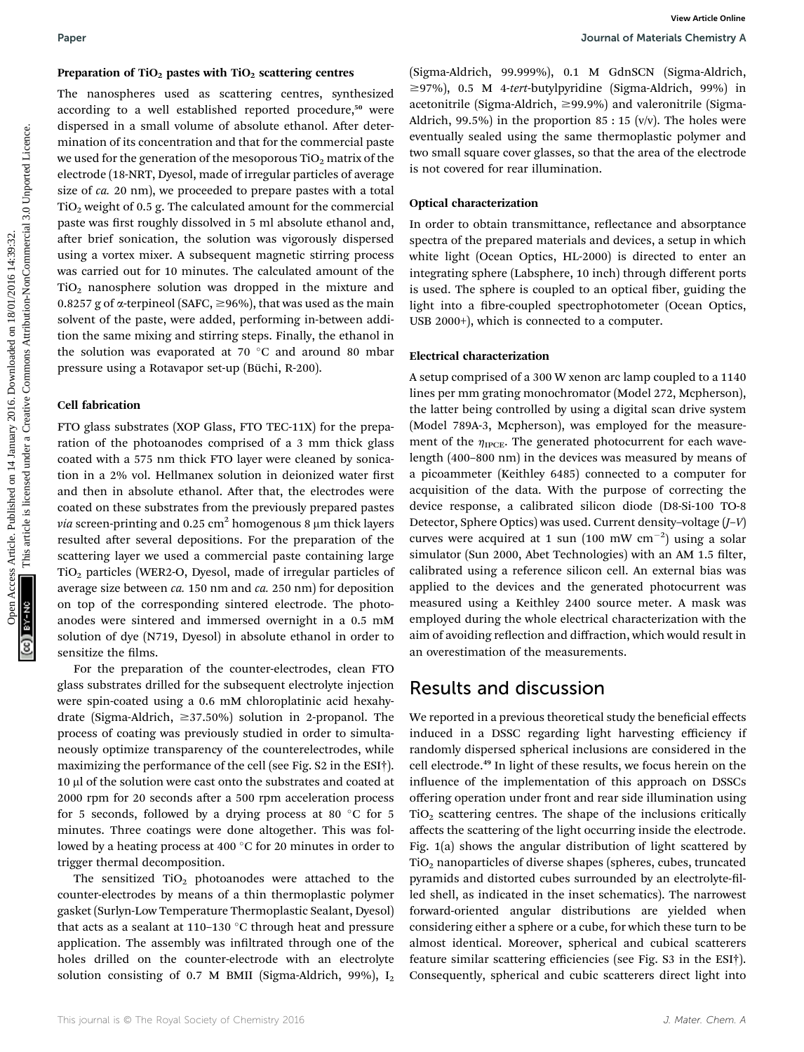### Preparation of $TiO_2$ pastes with $TiO_2$ scattering centres

The nanospheres used as scattering centres, synthesized according to a well established reported procedure,[50] were dispersed in a small volume of absolute ethanol. After determination of its concentration and that for the commercial paste we used for the generation of the mesoporous $TiO_2$ matrix of the electrode (18-NRT, Dyesol, made of irregular particles of average size of *ca.* 20 nm), we proceeded to prepare pastes with a total $TiO_2$ weight of 0.5 g. The calculated amount for the commercial paste was first roughly dissolved in 5 ml absolute ethanol and, after brief sonication, the solution was vigorously dispersed using a vortex mixer. A subsequent magnetic stirring process was carried out for 10 minutes. The calculated amount of the $TiO_2$ nanosphere solution was dropped in the mixture and 0.8257 g of α-terpineol (SAFC, ≥96%), that was used as the main solvent of the paste, were added, performing in-between addition the same mixing and stirring steps. Finally, the ethanol in the solution was evaporated at 70 °C and around 80 mbar pressure using a Rotavapor set-up (Büchi, R-200).

### Cell fabrication

FTO glass substrates (XOP Glass, FTO TEC-11X) for the preparation of the photoanodes comprised of a 3 mm thick glass coated with a 575 nm thick FTO layer were cleaned by sonication in a 2% vol. Hellmanex solution in deionized water first and then in absolute ethanol. After that, the electrodes were coated on these substrates from the previously prepared pastes *via* screen-printing and 0.25 $cm^2$ homogenous 8 μm thick layers resulted after several depositions. For the preparation of the scattering layer we used a commercial paste containing large $TiO_2$ particles (WER2-O, Dyesol, made of irregular particles of average size between *ca.* 150 nm and *ca.* 250 nm) for deposition on top of the corresponding sintered electrode. The photoanodes were sintered and immersed overnight in a 0.5 mM solution of dye (N719, Dyesol) in absolute ethanol in order to sensitize the films.

For the preparation of the counter-electrodes, clean FTO glass substrates drilled for the subsequent electrolyte injection were spin-coated using a 0.6 mM chloroplatinic acid hexahydrate (Sigma-Aldrich, ≥37.50%) solution in 2-propanol. The process of coating was previously studied in order to simultaneously optimize transparency of the counterelectrodes, while maximizing the performance of the cell (see Fig. S2 in the ESI†). 10 μl of the solution were cast onto the substrates and coated at 2000 rpm for 20 seconds after a 500 rpm acceleration process for 5 seconds, followed by a drying process at 80 °C for 5 minutes. Three coatings were done altogether. This was followed by a heating process at 400 °C for 20 minutes in order to trigger thermal decomposition.

The sensitized $TiO_2$ photoanodes were attached to the counter-electrodes by means of a thin thermoplastic polymer gasket (Surlyn-Low Temperature Thermoplastic Sealant, Dyesol) that acts as a sealant at 110–130 °C through heat and pressure application. The assembly was infiltrated through one of the holes drilled on the counter-electrode with an electrolyte solution consisting of 0.7 M BMII (Sigma-Aldrich, 99%), $I_2$ (Sigma-Aldrich, 99.999%), 0.1 M GdnSCN (Sigma-Aldrich, ≥97%), 0.5 M 4-*tert*-butylpyridine (Sigma-Aldrich, 99%) in acetonitrile (Sigma-Aldrich, ≥99.9%) and valeronitrile (Sigma-Aldrich, 99.5%) in the proportion 85 : 15 (v/v). The holes were eventually sealed using the same thermoplastic polymer and two small square cover glasses, so that the area of the electrode is not covered for rear illumination.

### Optical characterization

In order to obtain transmittance, reflectance and absorptance spectra of the prepared materials and devices, a setup in which white light (Ocean Optics, HL-2000) is directed to enter an integrating sphere (Labsphere, 10 inch) through different ports is used. The sphere is coupled to an optical fiber, guiding the light into a fibre-coupled spectrophotometer (Ocean Optics, USB 2000+), which is connected to a computer.

### Electrical characterization

A setup comprised of a 300 W xenon arc lamp coupled to a 1140 lines per mm grating monochromator (Model 272, Mcpherson), the latter being controlled by using a digital scan drive system (Model 789A-3, Mcpherson), was employed for the measurement of the $\eta_{IPCE}$. The generated photocurrent for each wavelength (400–800 nm) in the devices was measured by means of a picoammeter (Keithley 6485) connected to a computer for acquisition of the data. With the purpose of correcting the device response, a calibrated silicon diode (D8-Si-100 TO-8 Detector, Sphere Optics) was used. Current density–voltage ($J$–$V$) curves were acquired at 1 sun (100 mW $cm^{-2}$) using a solar simulator (Sun 2000, Abet Technologies) with an AM 1.5 filter, calibrated using a reference silicon cell. An external bias was applied to the devices and the generated photocurrent was measured using a Keithley 2400 source meter. A mask was employed during the whole electrical characterization with the aim of avoiding reflection and diffraction, which would result in an overestimation of the measurements.

## Results and discussion

We reported in a previous theoretical study the beneficial effects induced in a DSSC regarding light harvesting efficiency if randomly dispersed spherical inclusions are considered in the cell electrode.[49] In light of these results, we focus herein on the influence of the implementation of this approach on DSSCs offering operation under front and rear side illumination using $TiO_2$ scattering centres. The shape of the inclusions critically affects the scattering of the light occurring inside the electrode. Fig. 1(a) shows the angular distribution of light scattered by $TiO_2$ nanoparticles of diverse shapes (spheres, cubes, truncated pyramids and distorted cubes surrounded by an electrolyte-filled shell, as indicated in the inset schematics). The narrowest forward-oriented angular distributions are yielded when considering either a sphere or a cube, for which these turn to be almost identical. Moreover, spherical and cubical scatterers feature similar scattering efficiencies (see Fig. S3 in the ESI†). Consequently, spherical and cubic scatterers direct light into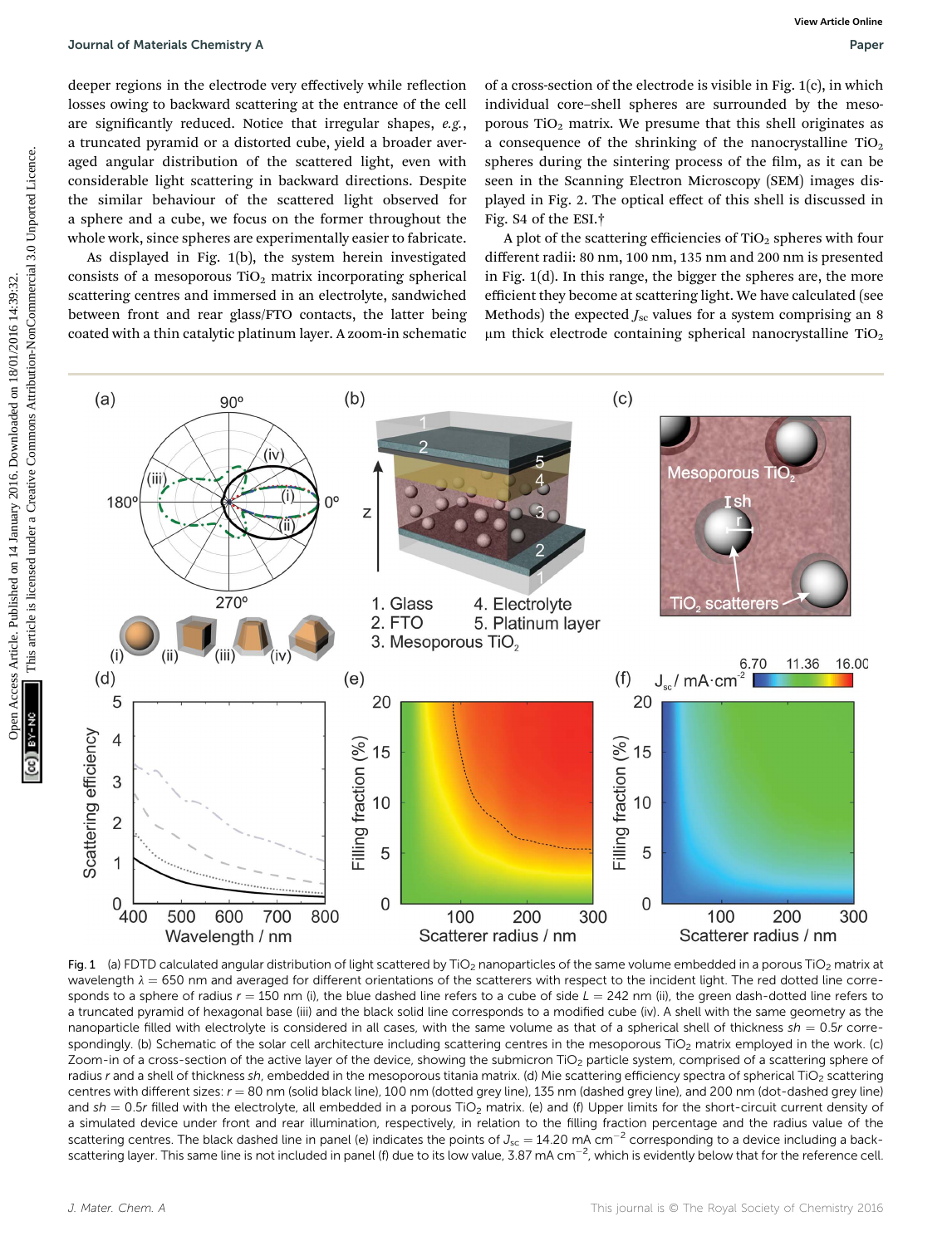deeper regions in the electrode very effectively while reflection losses owing to backward scattering at the entrance of the cell are significantly reduced. Notice that irregular shapes, *e.g.*, a truncated pyramid or a distorted cube, yield a broader averaged angular distribution of the scattered light, even with considerable light scattering in backward directions. Despite the similar behaviour of the scattered light observed for a sphere and a cube, we focus on the former throughout the whole work, since spheres are experimentally easier to fabricate.

As displayed in Fig. 1(b), the system herein investigated consists of a mesoporous $TiO_2$ matrix incorporating spherical scattering centres and immersed in an electrolyte, sandwiched between front and rear glass/FTO contacts, the latter being coated with a thin catalytic platinum layer. A zoom-in schematic of a cross-section of the electrode is visible in Fig. 1(c), in which individual core–shell spheres are surrounded by the mesoporous $TiO_2$ matrix. We presume that this shell originates as a consequence of the shrinking of the nanocrystalline $TiO_2$ spheres during the sintering process of the film, as it can be seen in the Scanning Electron Microscopy (SEM) images displayed in Fig. 2. The optical effect of this shell is discussed in Fig. S4 of the ESI.†

A plot of the scattering efficiencies of $TiO_2$ spheres with four different radii: 80 nm, 100 nm, 135 nm and 200 nm is presented in Fig. 1(d). In this range, the bigger the spheres are, the more efficient they become at scattering light. We have calculated (see Methods) the expected $J_{sc}$ values for a system comprising an 8 μm thick electrode containing spherical nanocrystalline $TiO_2$

Fig. 1 (a) FDTD calculated angular distribution of light scattered by $TiO_2$ nanoparticles of the same volume embedded in a porous $TiO_2$ matrix at wavelength $\lambda = 650$ nm and averaged for different orientations of the scatterers with respect to the incident light. The red dotted line corresponds to a sphere of radius $r = 150$ nm (i), the blue dashed line refers to a cube of side $L = 242$ nm (ii), the green dash-dotted line refers to a truncated pyramid of hexagonal base (iii) and the black solid line corresponds to a modified cube (iv). A shell with the same geometry as the nanoparticle filled with electrolyte is considered in all cases, with the same volume as that of a spherical shell of thickness $sh = 0.5r$ correspondingly. (b) Schematic of the solar cell architecture including scattering centres in the mesoporous $TiO_2$ matrix employed in the work. (c) Zoom-in of a cross-section of the active layer of the device, showing the submicron $TiO_2$ particle system, comprised of a scattering sphere of radius $r$ and a shell of thickness $sh$, embedded in the mesoporous titania matrix. (d) Mie scattering efficiency spectra of spherical $TiO_2$ scattering centres with different sizes: $r = 80$ nm (solid black line), 100 nm (dotted grey line), 135 nm (dashed grey line), and 200 nm (dot-dashed grey line) and $sh = 0.5r$ filled with the electrolyte, all embedded in a porous $TiO_2$ matrix. (e) and (f) Upper limits for the short-circuit current density of a simulated device under front and rear illumination, respectively, in relation to the filling fraction percentage and the radius value of the scattering centres. The black dashed line in panel (e) indicates the points of $J_{sc} = 14.20$ mA cm$^{-2}$ corresponding to a device including a back-scattering layer. This same line is not included in panel (f) due to its low value, 3.87 mA cm$^{-2}$, which is evidently below that for the reference cell.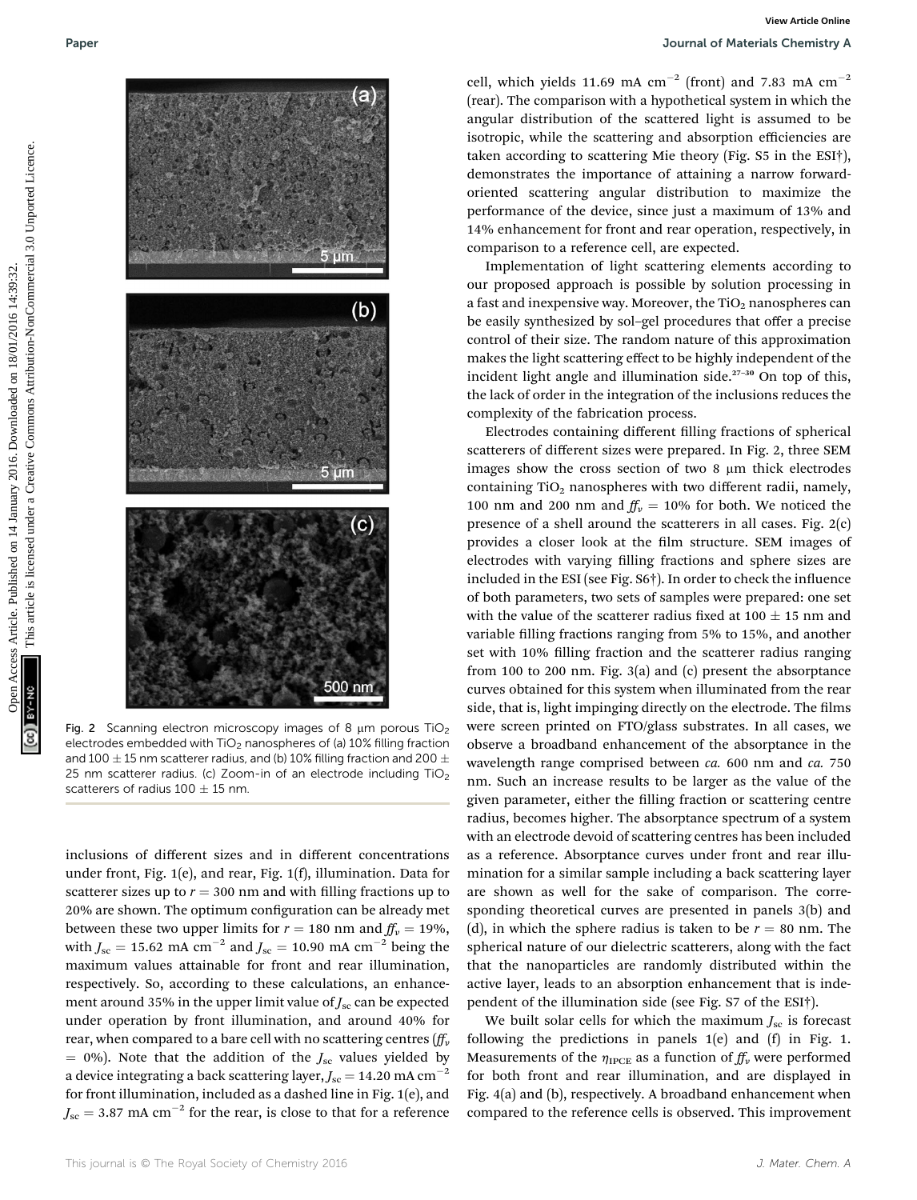Fig. 2 Scanning electron microscopy images of 8 μm porous $TiO_2$ electrodes embedded with $TiO_2$ nanospheres of (a) 10% filling fraction and 100 ± 15 nm scatterer radius, and (b) 10% filling fraction and 200 ± 25 nm scatterer radius. (c) Zoom-in of an electrode including $TiO_2$ scatterers of radius 100 ± 15 nm.

inclusions of different sizes and in different concentrations under front, Fig. 1(e), and rear, Fig. 1(f), illumination. Data for scatterer sizes up to $r = 300$ nm and with filling fractions up to 20% are shown. The optimum configuration can be already met between these two upper limits for $r = 180$ nm and $ff_v = 19\%$, with $J_{sc} = 15.62$ mA cm$^{-2}$ and $J_{sc} = 10.90$ mA cm$^{-2}$ being the maximum values attainable for front and rear illumination, respectively. So, according to these calculations, an enhancement around 35% in the upper limit value of $J_{sc}$ can be expected under operation by front illumination, and around 40% for rear, when compared to a bare cell with no scattering centres ($ff_v = 0\%$). Note that the addition of the $J_{sc}$ values yielded by a device integrating a back scattering layer, $J_{sc} = 14.20$ mA cm$^{-2}$ for front illumination, included as a dashed line in Fig. 1(e), and $J_{sc} = 3.87$ mA cm$^{-2}$ for the rear, is close to that for a reference cell, which yields 11.69 mA cm$^{-2}$ (front) and 7.83 mA cm$^{-2}$ (rear). The comparison with a hypothetical system in which the angular distribution of the scattered light is assumed to be isotropic, while the scattering and absorption efficiencies are taken according to scattering Mie theory (Fig. S5 in the ESI†), demonstrates the importance of attaining a narrow forward-oriented scattering angular distribution to maximize the performance of the device, since just a maximum of 13% and 14% enhancement for front and rear operation, respectively, in comparison to a reference cell, are expected.

Implementation of light scattering elements according to our proposed approach is possible by solution processing in a fast and inexpensive way. Moreover, the $TiO_2$ nanospheres can be easily synthesized by sol–gel procedures that offer a precise control of their size. The random nature of this approximation makes the light scattering effect to be highly independent of the incident light angle and illumination side.[27–30] On top of this, the lack of order in the integration of the inclusions reduces the complexity of the fabrication process.

Electrodes containing different filling fractions of spherical scatterers of different sizes were prepared. In Fig. 2, three SEM images show the cross section of two 8 μm thick electrodes containing $TiO_2$ nanospheres with two different radii, namely, 100 nm and 200 nm and $ff_v = 10\%$ for both. We noticed the presence of a shell around the scatterers in all cases. Fig. 2(c) provides a closer look at the film structure. SEM images of electrodes with varying filling fractions and sphere sizes are included in the ESI (see Fig. S6†). In order to check the influence of both parameters, two sets of samples were prepared: one set with the value of the scatterer radius fixed at 100 ± 15 nm and variable filling fractions ranging from 5% to 15%, and another set with 10% filling fraction and the scatterer radius ranging from 100 to 200 nm. Fig. 3(a) and (c) present the absorptance curves obtained for this system when illuminated from the rear side, that is, light impinging directly on the electrode. The films were screen printed on FTO/glass substrates. In all cases, we observe a broadband enhancement of the absorptance in the wavelength range comprised between *ca.* 600 nm and *ca.* 750 nm. Such an increase results to be larger as the value of the given parameter, either the filling fraction or scattering centre radius, becomes higher. The absorptance spectrum of a system with an electrode devoid of scattering centres has been included as a reference. Absorptance curves under front and rear illumination for a similar sample including a back scattering layer are shown as well for the sake of comparison. The corresponding theoretical curves are presented in panels 3(b) and (d), in which the sphere radius is taken to be $r = 80$ nm. The spherical nature of our dielectric scatterers, along with the fact that the nanoparticles are randomly distributed within the active layer, leads to an absorption enhancement that is independent of the illumination side (see Fig. S7 of the ESI†).

We built solar cells for which the maximum $J_{sc}$ is forecast following the predictions in panels 1(e) and (f) in Fig. 1. Measurements of the $\eta_{IPCE}$ as a function of $ff_v$ were performed for both front and rear illumination, and are displayed in Fig. 4(a) and (b), respectively. A broadband enhancement when compared to the reference cells is observed. This improvement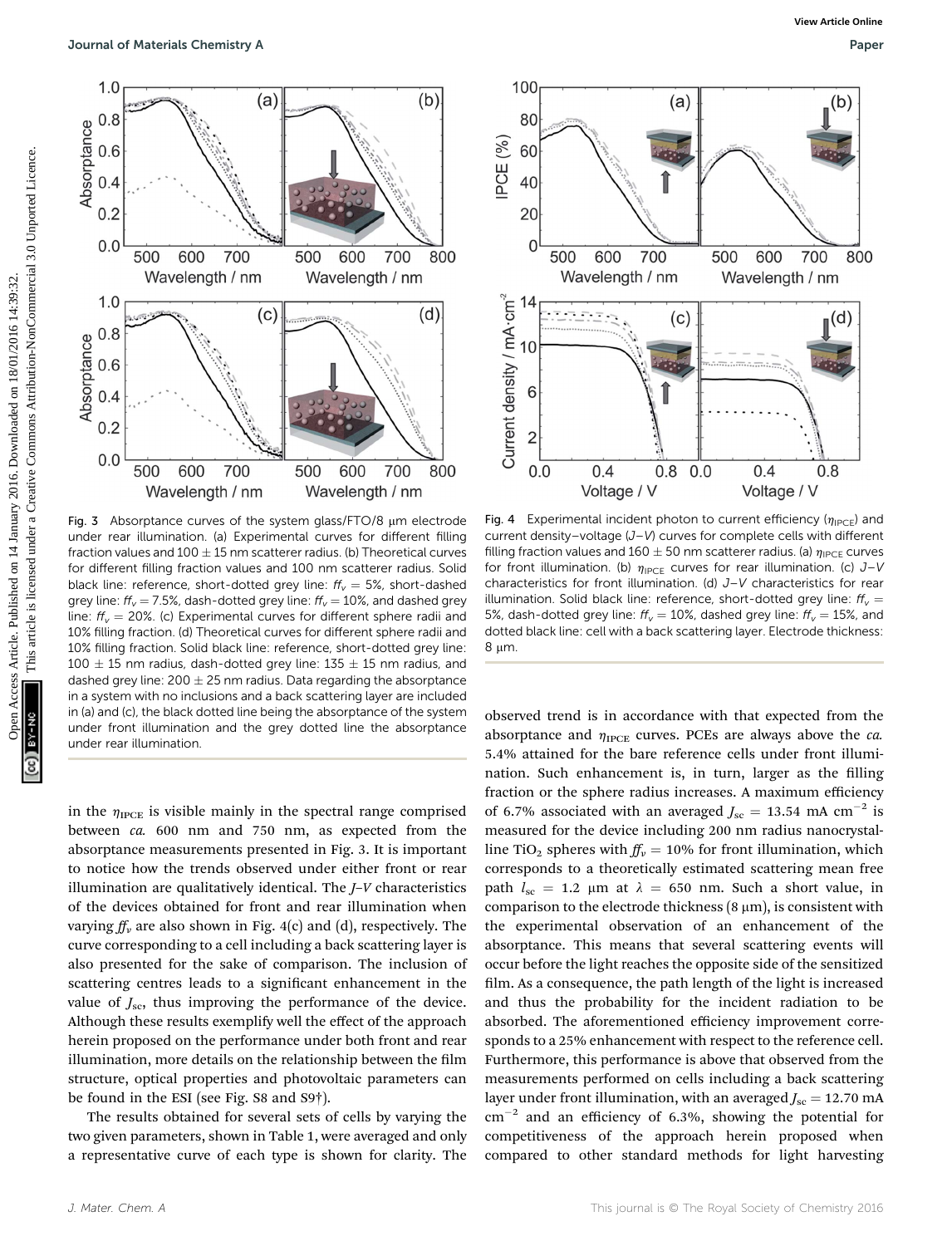Fig. 3 Absorptance curves of the system glass/FTO/8 μm electrode under rear illumination. (a) Experimental curves for different filling fraction values and 100 ± 15 nm scatterer radius. (b) Theoretical curves for different filling fraction values and 100 nm scatterer radius. Solid black line: reference, short-dotted grey line: $ff_v = 5\%$, short-dashed grey line: $ff_v = 7.5\%$, dash-dotted grey line: $ff_v = 10\%$, and dashed grey line: $ff_v = 20\%$. (c) Experimental curves for different sphere radii and 10% filling fraction. (d) Theoretical curves for different sphere radii and 10% filling fraction. Solid black line: reference, short-dotted grey line: 100 ± 15 nm radius, dash-dotted grey line: 135 ± 15 nm radius, and dashed grey line: 200 ± 25 nm radius. Data regarding the absorptance in a system with no inclusions and a back scattering layer are included in (a) and (c), the black dotted line being the absorptance of the system under front illumination and the grey dotted line the absorptance under rear illumination.

Fig. 4 Experimental incident photon to current efficiency ($\eta_{IPCE}$) and current density–voltage (J–V) curves for complete cells with different filling fraction values and 160 ± 50 nm scatterer radius. (a) $\eta_{IPCE}$ curves for front illumination. (b) $\eta_{IPCE}$ curves for rear illumination. (c) J–V characteristics for front illumination. (d) J–V characteristics for rear illumination. Solid black line: reference, short-dotted grey line: $ff_v =$ 5%, dash-dotted grey line: $ff_v = 10\%$, dashed grey line: $ff_v = 15\%$, and dotted black line: cell with a back scattering layer. Electrode thickness: 8 μm.

in the $\eta_{IPCE}$ is visible mainly in the spectral range comprised between *ca.* 600 nm and 750 nm, as expected from the absorptance measurements presented in Fig. 3. It is important to notice how the trends observed under either front or rear illumination are qualitatively identical. The J–V characteristics of the devices obtained for front and rear illumination when varying $ff_v$ are also shown in Fig. 4(c) and (d), respectively. The curve corresponding to a cell including a back scattering layer is also presented for the sake of comparison. The inclusion of scattering centres leads to a significant enhancement in the value of $J_{sc}$, thus improving the performance of the device. Although these results exemplify well the effect of the approach herein proposed on the performance under both front and rear illumination, more details on the relationship between the film structure, optical properties and photovoltaic parameters can be found in the ESI (see Fig. S8 and S9†).

The results obtained for several sets of cells by varying the two given parameters, shown in Table 1, were averaged and only a representative curve of each type is shown for clarity. The observed trend is in accordance with that expected from the absorptance and $\eta_{IPCE}$ curves. PCEs are always above the *ca.* 5.4% attained for the bare reference cells under front illumination. Such enhancement is, in turn, larger as the filling fraction or the sphere radius increases. A maximum efficiency of 6.7% associated with an averaged $J_{sc} = 13.54$ mA cm$^{-2}$ is measured for the device including 200 nm radius nanocrystalline $TiO_2$ spheres with $ff_v = 10\%$ for front illumination, which corresponds to a theoretically estimated scattering mean free path $l_{sc} = 1.2$ μm at $\lambda = 650$ nm. Such a short value, in comparison to the electrode thickness (8 μm), is consistent with the experimental observation of an enhancement of the absorptance. This means that several scattering events will occur before the light reaches the opposite side of the sensitized film. As a consequence, the path length of the light is increased and thus the probability for the incident radiation to be absorbed. The aforementioned efficiency improvement corresponds to a 25% enhancement with respect to the reference cell. Furthermore, this performance is above that observed from the measurements performed on cells including a back scattering layer under front illumination, with an averaged $J_{sc} = 12.70$ mA cm$^{-2}$ and an efficiency of 6.3%, showing the potential for competitiveness of the approach herein proposed when compared to other standard methods for light harvesting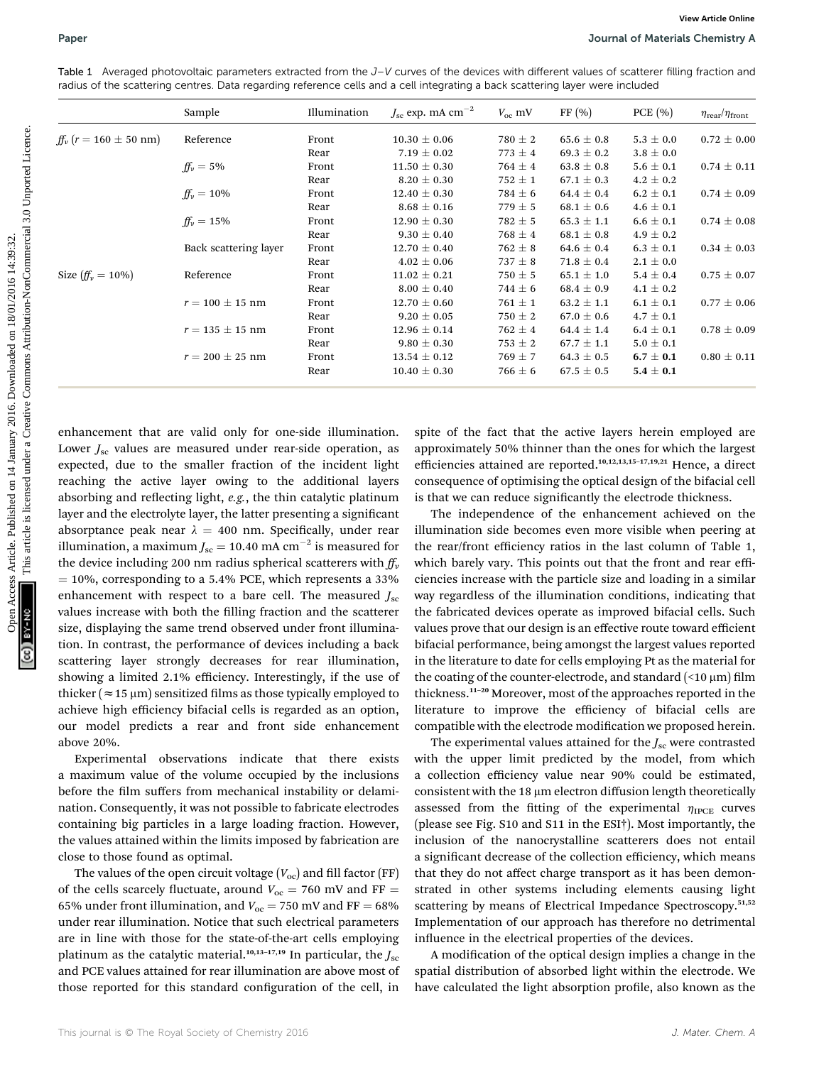Table 1 Averaged photovoltaic parameters extracted from the J–V curves of the devices with different values of scatterer filling fraction and radius of the scattering centres. Data regarding reference cells and a cell integrating a back scattering layer were included

| | Sample | Illumination | $J_{sc}$ exp. mA cm$^{-2}$ | $V_{oc}$ mV | FF (%) | PCE (%) | $\eta_{rear}/\eta_{front}$ |
|---|---|---|---|---|---|---|---|
| $ff_v$ ($r = 160 \pm 50$ nm) | Reference | Front | 10.30 ± 0.06 | 780 ± 2 | 65.6 ± 0.8 | 5.3 ± 0.0 | 0.72 ± 0.00 |
| | | Rear | 7.19 ± 0.02 | 773 ± 4 | 69.3 ± 0.2 | 3.8 ± 0.0 | |
| | $ff_v = 5\%$ | Front | 11.50 ± 0.30 | 764 ± 4 | 63.8 ± 0.8 | 5.6 ± 0.1 | 0.74 ± 0.11 |
| | | Rear | 8.20 ± 0.30 | 752 ± 1 | 67.1 ± 0.3 | 4.2 ± 0.2 | |
| | $ff_v = 10\%$ | Front | 12.40 ± 0.30 | 784 ± 6 | 64.4 ± 0.4 | 6.2 ± 0.1 | 0.74 ± 0.09 |
| | | Rear | 8.68 ± 0.16 | 779 ± 5 | 68.1 ± 0.6 | 4.6 ± 0.1 | |
| | $ff_v = 15\%$ | Front | 12.90 ± 0.30 | 782 ± 5 | 65.3 ± 1.1 | 6.6 ± 0.1 | 0.74 ± 0.08 |
| | | Rear | 9.30 ± 0.40 | 768 ± 4 | 68.1 ± 0.8 | 4.9 ± 0.2 | |
| | Back scattering layer | Front | 12.70 ± 0.40 | 762 ± 8 | 64.6 ± 0.4 | 6.3 ± 0.1 | 0.34 ± 0.03 |
| | | Rear | 4.02 ± 0.06 | 737 ± 8 | 71.8 ± 0.4 | 2.1 ± 0.0 | |
| Size ($ff_v = 10\%$) | Reference | Front | 11.02 ± 0.21 | 750 ± 5 | 65.1 ± 1.0 | 5.4 ± 0.4 | 0.75 ± 0.07 |
| | | Rear | 8.00 ± 0.40 | 744 ± 6 | 68.4 ± 0.9 | 4.1 ± 0.2 | |
| | $r = 100 \pm 15$ nm | Front | 12.70 ± 0.60 | 761 ± 1 | 63.2 ± 1.1 | 6.1 ± 0.1 | 0.77 ± 0.06 |
| | | Rear | 9.20 ± 0.05 | 750 ± 2 | 67.0 ± 0.6 | 4.7 ± 0.1 | |
| | $r = 135 \pm 15$ nm | Front | 12.96 ± 0.14 | 762 ± 4 | 64.4 ± 1.4 | 6.4 ± 0.1 | 0.78 ± 0.09 |
| | | Rear | 9.80 ± 0.30 | 753 ± 2 | 67.7 ± 1.1 | 5.0 ± 0.1 | |
| | $r = 200 \pm 25$ nm | Front | 13.54 ± 0.12 | 769 ± 7 | 64.3 ± 0.5 | **6.7 ± 0.1** | 0.80 ± 0.11 |
| | | Rear | 10.40 ± 0.30 | 766 ± 6 | 67.5 ± 0.5 | **5.4 ± 0.1** | |

enhancement that are valid only for one-side illumination. Lower $J_{sc}$ values are measured under rear-side operation, as expected, due to the smaller fraction of the incident light reaching the active layer owing to the additional layers absorbing and reflecting light, *e.g.*, the thin catalytic platinum layer and the electrolyte layer, the latter presenting a significant absorptance peak near $\lambda = 400$ nm. Specifically, under rear illumination, a maximum $J_{sc} = 10.40$ mA cm$^{-2}$ is measured for the device including 200 nm radius spherical scatterers with $ff_v = 10\%$, corresponding to a 5.4% PCE, which represents a 33% enhancement with respect to a bare cell. The measured $J_{sc}$ values increase with both the filling fraction and the scatterer size, displaying the same trend observed under front illumination. In contrast, the performance of devices including a back scattering layer strongly decreases for rear illumination, showing a limited 2.1% efficiency. Interestingly, if the use of thicker ($\approx 15$ μm) sensitized films as those typically employed to achieve high efficiency bifacial cells is regarded as an option, our model predicts a rear and front side enhancement above 20%.

Experimental observations indicate that there exists a maximum value of the volume occupied by the inclusions before the film suffers from mechanical instability or delamination. Consequently, it was not possible to fabricate electrodes containing big particles in a large loading fraction. However, the values attained within the limits imposed by fabrication are close to those found as optimal.

The values of the open circuit voltage ($V_{oc}$) and fill factor (FF) of the cells scarcely fluctuate, around $V_{oc} = 760$ mV and FF = 65% under front illumination, and $V_{oc} = 750$ mV and FF = 68% under rear illumination. Notice that such electrical parameters are in line with those for the state-of-the-art cells employing platinum as the catalytic material.[10,13–17,19] In particular, the $J_{sc}$ and PCE values attained for rear illumination are above most of those reported for this standard configuration of the cell, in spite of the fact that the active layers herein employed are approximately 50% thinner than the ones for which the largest efficiencies attained are reported.[10,12,13,15–17,19,21] Hence, a direct consequence of optimising the optical design of the bifacial cell is that we can reduce significantly the electrode thickness.

The independence of the enhancement achieved on the illumination side becomes even more visible when peering at the rear/front efficiency ratios in the last column of Table 1, which barely vary. This points out that the front and rear efficiencies increase with the particle size and loading in a similar way regardless of the illumination conditions, indicating that the fabricated devices operate as improved bifacial cells. Such values prove that our design is an effective route toward efficient bifacial performance, being amongst the largest values reported in the literature to date for cells employing Pt as the material for the coating of the counter-electrode, and standard (<10 μm) film thickness.[11–20] Moreover, most of the approaches reported in the literature to improve the efficiency of bifacial cells are compatible with the electrode modification we proposed herein.

The experimental values attained for the $J_{sc}$ were contrasted with the upper limit predicted by the model, from which a collection efficiency value near 90% could be estimated, consistent with the 18 μm electron diffusion length theoretically assessed from the fitting of the experimental $\eta_{IPCE}$ curves (please see Fig. S10 and S11 in the ESI†). Most importantly, the inclusion of the nanocrystalline scatterers does not entail a significant decrease of the collection efficiency, which means that they do not affect charge transport as it has been demonstrated in other systems including elements causing light scattering by means of Electrical Impedance Spectroscopy.[51,52] Implementation of our approach has therefore no detrimental influence in the electrical properties of the devices.

A modification of the optical design implies a change in the spatial distribution of absorbed light within the electrode. We have calculated the light absorption profile, also known as the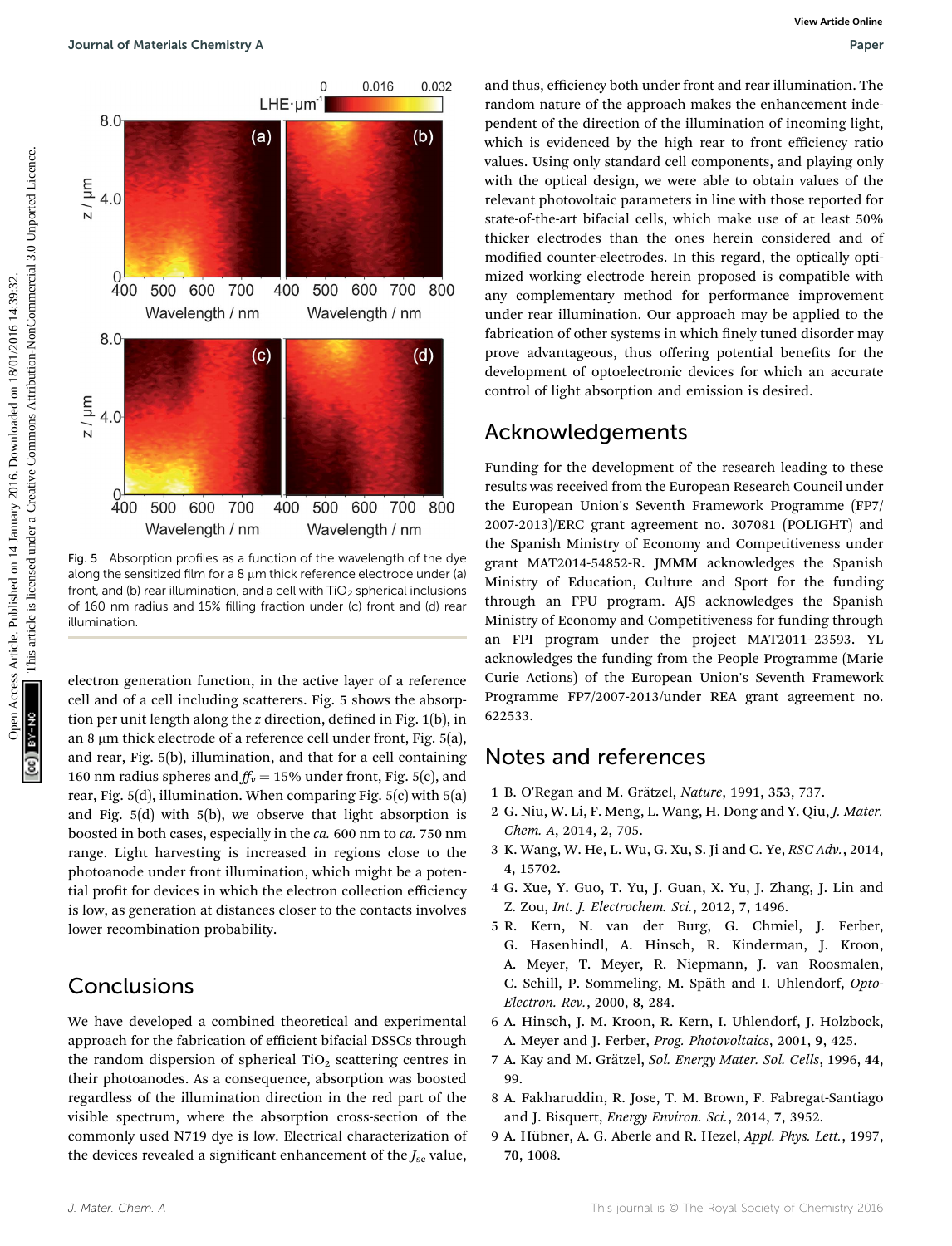Fig. 5 Absorption profiles as a function of the wavelength of the dye along the sensitized film for a 8 μm thick reference electrode under (a) front, and (b) rear illumination, and a cell with $TiO_2$ spherical inclusions of 160 nm radius and 15% filling fraction under (c) front and (d) rear illumination.

electron generation function, in the active layer of a reference cell and of a cell including scatterers. Fig. 5 shows the absorption per unit length along the z direction, defined in Fig. 1(b), in an 8 μm thick electrode of a reference cell under front, Fig. 5(a), and rear, Fig. 5(b), illumination, and that for a cell containing 160 nm radius spheres and $ff_v = 15\%$ under front, Fig. 5(c), and rear, Fig. 5(d), illumination. When comparing Fig. 5(c) with 5(a) and Fig. 5(d) with 5(b), we observe that light absorption is boosted in both cases, especially in the *ca.* 600 nm to *ca.* 750 nm range. Light harvesting is increased in regions close to the photoanode under front illumination, which might be a potential profit for devices in which the electron collection efficiency is low, as generation at distances closer to the contacts involves lower recombination probability.

## Conclusions

We have developed a combined theoretical and experimental approach for the fabrication of efficient bifacial DSSCs through the random dispersion of spherical $TiO_2$ scattering centres in their photoanodes. As a consequence, absorption was boosted regardless of the illumination direction in the red part of the visible spectrum, where the absorption cross-section of the commonly used N719 dye is low. Electrical characterization of the devices revealed a significant enhancement of the $J_{sc}$ value, and thus, efficiency both under front and rear illumination. The random nature of the approach makes the enhancement independent of the direction of the illumination of incoming light, which is evidenced by the high rear to front efficiency ratio values. Using only standard cell components, and playing only with the optical design, we were able to obtain values of the relevant photovoltaic parameters in line with those reported for state-of-the-art bifacial cells, which make use of at least 50% thicker electrodes than the ones herein considered and of modified counter-electrodes. In this regard, the optically optimized working electrode herein proposed is compatible with any complementary method for performance improvement under rear illumination. Our approach may be applied to the fabrication of other systems in which finely tuned disorder may prove advantageous, thus offering potential benefits for the development of optoelectronic devices for which an accurate control of light absorption and emission is desired.

## Acknowledgements

Funding for the development of the research leading to these results was received from the European Research Council under the European Union's Seventh Framework Programme (FP7/2007-2013)/ERC grant agreement no. 307081 (POLIGHT) and the Spanish Ministry of Economy and Competitiveness under grant MAT2014-54852-R. JMMM acknowledges the Spanish Ministry of Education, Culture and Sport for the funding through an FPU program. AJS acknowledges the Spanish Ministry of Economy and Competitiveness for funding through an FPI program under the project MAT2011–23593. YL acknowledges the funding from the People Programme (Marie Curie Actions) of the European Union's Seventh Framework Programme FP7/2007-2013/under REA grant agreement no. 622533.

## Notes and references

1 B. O'Regan and M. Grätzel, *Nature*, 1991, **353**, 737.
2 G. Niu, W. Li, F. Meng, L. Wang, H. Dong and Y. Qiu, *J. Mater. Chem. A*, 2014, **2**, 705.
3 K. Wang, W. He, L. Wu, G. Xu, S. Ji and C. Ye, *RSC Adv.*, 2014, **4**, 15702.
4 G. Xue, Y. Guo, T. Yu, J. Guan, X. Yu, J. Zhang, J. Lin and Z. Zou, *Int. J. Electrochem. Sci.*, 2012, **7**, 1496.
5 R. Kern, N. van der Burg, G. Chmiel, J. Ferber, G. Hasenhindl, A. Hinsch, R. Kinderman, J. Kroon, A. Meyer, T. Meyer, R. Niepmann, J. van Roosmalen, C. Schill, P. Sommeling, M. Späth and I. Uhlendorf, *Opto-Electron. Rev.*, 2000, **8**, 284.
6 A. Hinsch, J. M. Kroon, R. Kern, I. Uhlendorf, J. Holzbock, A. Meyer and J. Ferber, *Prog. Photovoltaics*, 2001, **9**, 425.
7 A. Kay and M. Grätzel, *Sol. Energy Mater. Sol. Cells*, 1996, **44**, 99.
8 A. Fakharuddin, R. Jose, T. M. Brown, F. Fabregat-Santiago and J. Bisquert, *Energy Environ. Sci.*, 2014, **7**, 3952.
9 A. Hübner, A. G. Aberle and R. Hezel, *Appl. Phys. Lett.*, 1997, **70**, 1008.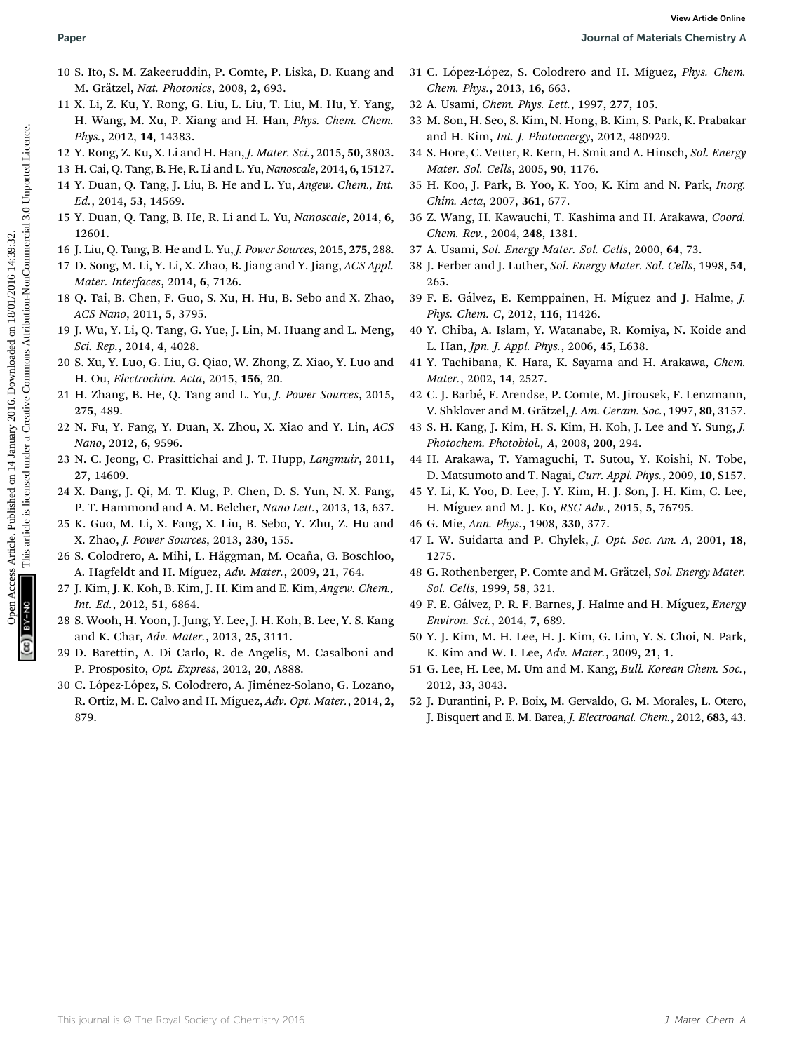10 S. Ito, S. M. Zakeeruddin, P. Comte, P. Liska, D. Kuang and M. Grätzel, *Nat. Photonics*, 2008, **2**, 693.

11 X. Li, Z. Ku, Y. Rong, G. Liu, L. Liu, T. Liu, M. Hu, Y. Yang, H. Wang, M. Xu, P. Xiang and H. Han, *Phys. Chem. Chem. Phys.*, 2012, **14**, 14383.

12 Y. Rong, Z. Ku, X. Li and H. Han, *J. Mater. Sci.*, 2015, **50**, 3803.

13 H. Cai, Q. Tang, B. He, R. Li and L. Yu, *Nanoscale*, 2014, **6**, 15127.

14 Y. Duan, Q. Tang, J. Liu, B. He and L. Yu, *Angew. Chem., Int. Ed.*, 2014, **53**, 14569.

15 Y. Duan, Q. Tang, B. He, R. Li and L. Yu, *Nanoscale*, 2014, **6**, 12601.

16 J. Liu, Q. Tang, B. He and L. Yu, *J. Power Sources*, 2015, **275**, 288.

17 D. Song, M. Li, Y. Li, X. Zhao, B. Jiang and Y. Jiang, *ACS Appl. Mater. Interfaces*, 2014, **6**, 7126.

18 Q. Tai, B. Chen, F. Guo, S. Xu, H. Hu, B. Sebo and X. Zhao, *ACS Nano*, 2011, **5**, 3795.

19 J. Wu, Y. Li, Q. Tang, G. Yue, J. Lin, M. Huang and L. Meng, *Sci. Rep.*, 2014, **4**, 4028.

20 S. Xu, Y. Luo, G. Liu, G. Qiao, W. Zhong, Z. Xiao, Y. Luo and H. Ou, *Electrochim. Acta*, 2015, **156**, 20.

21 H. Zhang, B. He, Q. Tang and L. Yu, *J. Power Sources*, 2015, **275**, 489.

22 N. Fu, Y. Fang, Y. Duan, X. Zhou, X. Xiao and Y. Lin, *ACS Nano*, 2012, **6**, 9596.

23 N. C. Jeong, C. Prasittichai and J. T. Hupp, *Langmuir*, 2011, **27**, 14609.

24 X. Dang, J. Qi, M. T. Klug, P. Chen, D. S. Yun, N. X. Fang, P. T. Hammond and A. M. Belcher, *Nano Lett.*, 2013, **13**, 637.

25 K. Guo, M. Li, X. Fang, X. Liu, B. Sebo, Y. Zhu, Z. Hu and X. Zhao, *J. Power Sources*, 2013, **230**, 155.

26 S. Colodrero, A. Mihi, L. Häggman, M. Ocaña, G. Boschloo, A. Hagfeldt and H. Míguez, *Adv. Mater.*, 2009, **21**, 764.

27 J. Kim, J. K. Koh, B. Kim, J. H. Kim and E. Kim, *Angew. Chem., Int. Ed.*, 2012, **51**, 6864.

28 S. Wooh, H. Yoon, J. Jung, Y. Lee, J. H. Koh, B. Lee, Y. S. Kang and K. Char, *Adv. Mater.*, 2013, **25**, 3111.

29 D. Barettin, A. Di Carlo, R. de Angelis, M. Casalboni and P. Prosposito, *Opt. Express*, 2012, **20**, A888.

30 C. López-López, S. Colodrero, A. Jiménez-Solano, G. Lozano, R. Ortiz, M. E. Calvo and H. Míguez, *Adv. Opt. Mater.*, 2014, **2**, 879.

31 C. López-López, S. Colodrero and H. Míguez, *Phys. Chem. Chem. Phys.*, 2013, **16**, 663.

32 A. Usami, *Chem. Phys. Lett.*, 1997, **277**, 105.

33 M. Son, H. Seo, S. Kim, N. Hong, B. Kim, S. Park, K. Prabakar and H. Kim, *Int. J. Photoenergy*, 2012, 480929.

34 S. Hore, C. Vetter, R. Kern, H. Smit and A. Hinsch, *Sol. Energy Mater. Sol. Cells*, 2005, **90**, 1176.

35 H. Koo, J. Park, B. Yoo, K. Yoo, K. Kim and N. Park, *Inorg. Chim. Acta*, 2007, **361**, 677.

36 Z. Wang, H. Kawauchi, T. Kashima and H. Arakawa, *Coord. Chem. Rev.*, 2004, **248**, 1381.

37 A. Usami, *Sol. Energy Mater. Sol. Cells*, 2000, **64**, 73.

38 J. Ferber and J. Luther, *Sol. Energy Mater. Sol. Cells*, 1998, **54**, 265.

39 F. E. Gálvez, E. Kemppainen, H. Míguez and J. Halme, *J. Phys. Chem. C*, 2012, **116**, 11426.

40 Y. Chiba, A. Islam, Y. Watanabe, R. Komiya, N. Koide and L. Han, *Jpn. J. Appl. Phys.*, 2006, **45**, L638.

41 Y. Tachibana, K. Hara, K. Sayama and H. Arakawa, *Chem. Mater.*, 2002, **14**, 2527.

42 C. J. Barbé, F. Arendse, P. Comte, M. Jirousek, F. Lenzmann, V. Shklover and M. Grätzel, *J. Am. Ceram. Soc.*, 1997, **80**, 3157.

43 S. H. Kang, J. Kim, H. S. Kim, H. Koh, J. Lee and Y. Sung, *J. Photochem. Photobiol., A*, 2008, **200**, 294.

44 H. Arakawa, T. Yamaguchi, T. Sutou, Y. Koishi, N. Tobe, D. Matsumoto and T. Nagai, *Curr. Appl. Phys.*, 2009, **10**, S157.

45 Y. Li, K. Yoo, D. Lee, J. Y. Kim, H. J. Son, J. H. Kim, C. Lee, H. Míguez and M. J. Ko, *RSC Adv.*, 2015, **5**, 76795.

46 G. Mie, *Ann. Phys.*, 1908, **330**, 377.

47 I. W. Suidarta and P. Chylek, *J. Opt. Soc. Am. A*, 2001, **18**, 1275.

48 G. Rothenberger, P. Comte and M. Grätzel, *Sol. Energy Mater. Sol. Cells*, 1999, **58**, 321.

49 F. E. Gálvez, P. R. F. Barnes, J. Halme and H. Míguez, *Energy Environ. Sci.*, 2014, **7**, 689.

50 Y. J. Kim, M. H. Lee, H. J. Kim, G. Lim, Y. S. Choi, N. Park, K. Kim and W. I. Lee, *Adv. Mater.*, 2009, **21**, 1.

51 G. Lee, H. Lee, M. Um and M. Kang, *Bull. Korean Chem. Soc.*, 2012, **33**, 3043.

52 J. Durantini, P. P. Boix, M. Gervaldo, G. M. Morales, L. Otero, J. Bisquert and E. M. Barea, *J. Electroanal. Chem.*, 2012, **683**, 43.